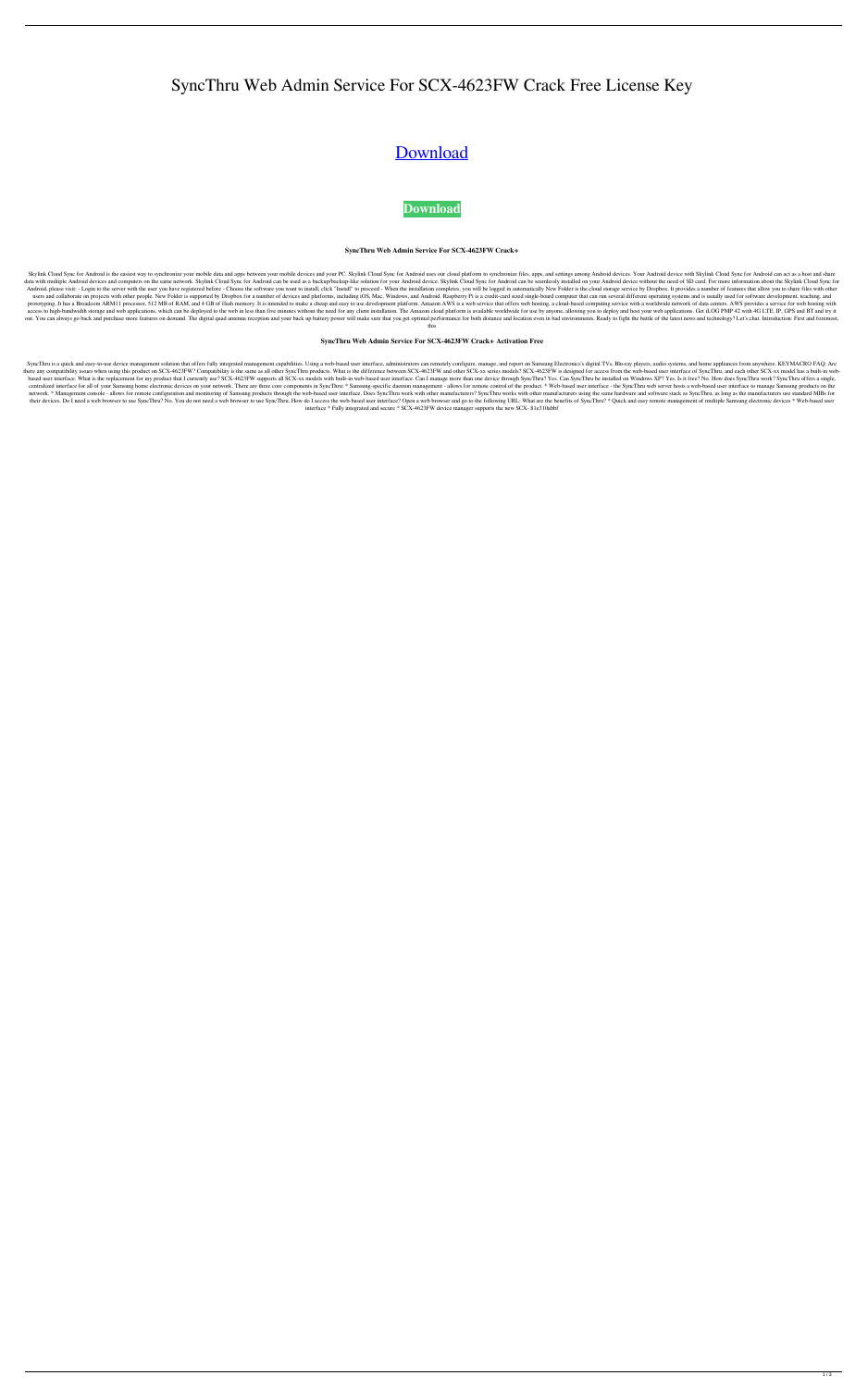# SyncThru Web Admin Service For SCX-4623FW Crack Free License Key

## Download

**Download**

### SyncThru Web Admin Service For SCX-4623FW Crack+

Skylink Cloud Sync for Android is the easiest way to synchronize your mobile data and apps between your mobile devices and your PC. Skylink Cloud Sync for Android uses our cloud platform to synchronize files, apps, and settings among Android devices. Your Android device with Skylink Cloud Sync for Android can act as a host and share data with multiple Android devices and computers on the same network. Skylink Cloud Sync for Android can be used as a backup/backup-like solution for your Android device. Skylink Cloud Sync for Android can be seamlessly installed on your Android device without the need of SD card. For more information about the Skylink Cloud Sync for Android, please visit: - Login to the server with the user you have registered before - Choose the software you want to install, click "Install" to proceed - When the installation completes, you will be logged in automatically New Folder is the cloud storage service by Dropbox. It provides a number of features that allow you to share files with other users and collaborate on projects with other people. New Folder is supported by Dropbox for a number of devices and platforms, including iOS, Mac, Windows, and Android. Raspberry Pi is a credit-card sized single-board computer that can run several different operating systems and is usually used for software development, teaching, and prototyping. It has a Broadcom ARM11 processor, 512 MB of RAM, and 4 GB of flash memory. It is intended to make a cheap and easy to use development platform. Amazon AWS is a web service that offers web hosting, a cloud-based computing service with a worldwide network of data centers. AWS provides a service for web hosting with access to high-bandwidth storage and web applications, which can be deployed to the web in less than five minutes without the need for any client installation. The Amazon cloud platform is available worldwide for use by anyone, allowing you to deploy and host your web applications. Get iLOG PMP 42 with 4G LTE, IP, GPS and BT and try it out. You can always go back and purchase more features on demand. The digital quad antenna reception and your back up battery power will make sure that you get optimal performance for both distance and location even in bad environments. Ready to fight the battle of the latest news and technology? Let's chat. Introduction: First and foremost, this

### SyncThru Web Admin Service For SCX-4623FW Crack+ Activation Free

SyncThru is a quick and easy-to-use device management solution that offers fully integrated management capabilities. Using a web-based user interface, administrators can remotely configure, manage, and report on Samsung Electronics's digital TVs, Blu-ray players, audio systems, and home appliances from anywhere. KEYMACRO FAQ: Are there any compatibility issues when using this product on SCX-4623FW? Compatibility is the same as all other SyncThru products. What is the difference between SCX-4623FW and other SCX-xx series models? SCX-4623FW is designed for access from the web-based user interface of SyncThru, and each other SCX-xx model has a built-in web-based user interface. What is the replacement for my product that I currently use? SCX-4623FW supports all SCX-xx models with built-in web-based user interface. Can I manage more than one device through SyncThru? Yes. Can SyncThru be installed on Windows XP? Yes. Is it free? No. How does SyncThru work? SyncThru offers a single, centralized interface for all of your Samsung home electronic devices on your network. There are three core components in SyncThru: * Samsung-specific daemon management - allows for remote control of the product. * Web-based user interface - the SyncThru web server hosts a web-based user interface to manage Samsung products on the network. * Management console - allows for remote configuration and monitoring of Samsung products through the web-based user interface. Does SyncThru work with other manufacturers? SyncThru works with other manufacturers using the same hardware and software stack as SyncThru, as long as the manufacturers use standard MIBs for their devices. Do I need a web browser to use SyncThru? No. You do not need a web browser to use SyncThru. How do I access the web-based user interface? Open a web browser and go to the following URL: What are the benefits of SyncThru? * Quick and easy remote management of multiple Samsung electronic devices * Web-based user interface * Fully integrated and secure * SCX-4623FW device manager supports the new SCX- 81e310abbf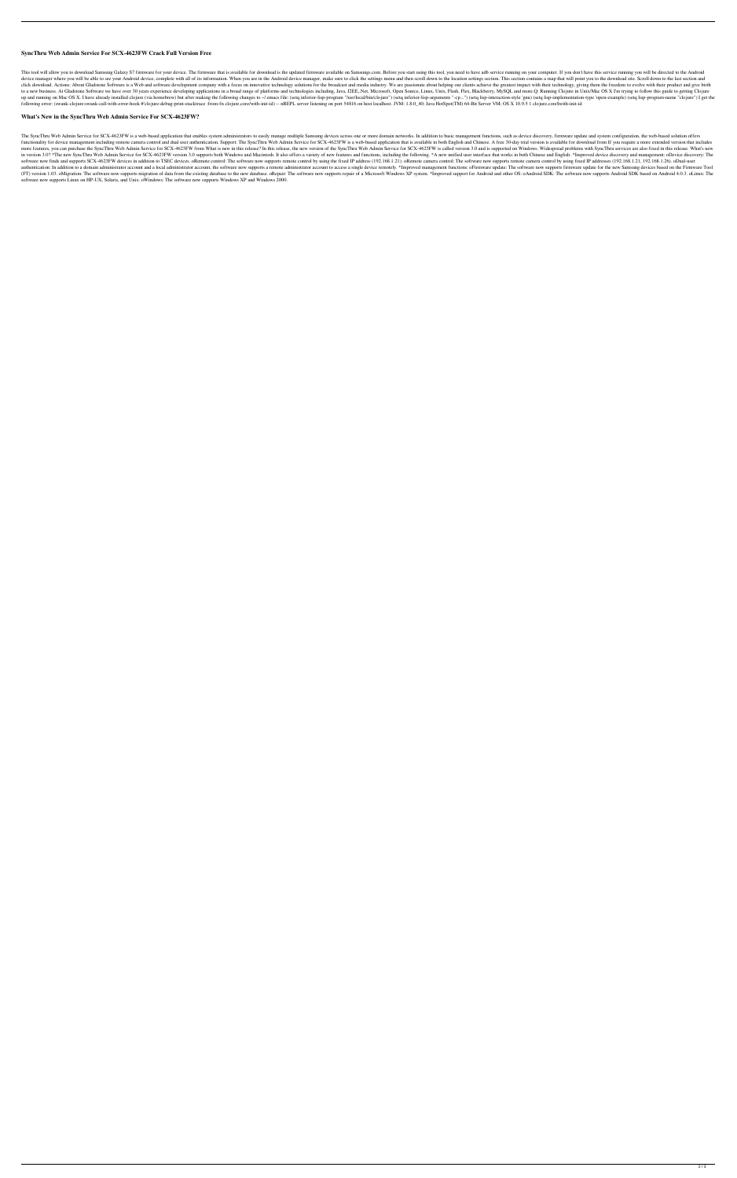## SyncThru Web Admin Service For SCX-4623FW Crack Full Version Free

This tool will allow you to download Samsung Galaxy S7 firmware for your device. The firmware that is available for download is the updated firmware available on Samsungs.com. Before you start using this tool, you need to have adb service running on your computer. If you don't have this service running you will be directed to the Android device manager where you will be able to see your Android device, complete with all of its information. When you are in the Android device manager, make sure to click the settings menu and then scroll down to the location settings section. This section contains a map that will point you to the download site. Scroll down to the last section and click download. Actions: About Gladstone Software is a Web and software development company with a focus on innovative technology solutions for the broadcast and media industry. We are passionate about helping our clients achieve the greatest impact with their technology, giving them the freedom to evolve with their product and give birth to a new business. At Gladstone Software we have over 30 years experience developing applications in a broad range of platforms and technologies including, Java, J2EE,.Net, Microsoft, Open Source, Linux, Unix, Flash, Flex, Blackberry, MySQL and more.Q: Running Clojure in Unix/Mac OS X I'm trying to follow this guide to getting Clojure up and running on Mac OS X. I have already installed clojure (via homebrew) but after making the following changes to ~/.emacs file: (setq inferior-lisp-program "/usr/local/bin/clojure") (setq inferior-lisp-arguments "-cp.:") (setq lisp-interaction-style 'gnu) (setq lisp-implementation-type 'open-example) (setq lisp-program-name "clojure") I get the following error: (swank-clojure:swank-call-with-error-hook #'clojure-debug-print-stacktrace :from-fn clojure.core/with-init-id) -- nREPL server listening on port 54816 on host localhost. JVM: 1.8.0_40; Java HotSpot(TM) 64-Bit Server VM; OS X 10.9.5 1 clojure.core$with-init-id

## What's New in the SyncThru Web Admin Service For SCX-4623FW?

The SyncThru Web Admin Service for SCX-4623FW is a web-based application that enables system administrators to easily manage multiple Samsung devices across one or more domain networks. In addition to basic management functions, such as device discovery, firmware update and system configuration, the web-based solution offers functionality for device management including remote camera control and dual user authentication. Support: The SyncThru Web Admin Service for SCX-4623FW is a web-based application that is available in both English and Chinese. A free 30-day trial version is available for download from If you require a more extended version that includes more features, you can purchase the SyncThru Web Admin Service for SCX-4623FW from What is new in this release? In this release, the new version of the SyncThru Web Admin Service for SCX-4623FW is called version 3.0 and is supported on Windows. Widespread problems with SyncThru services are also fixed in this release. What's new in version 3.0? *The new SyncThru Web Admin Service for SCX-4623FW version 3.0 supports both Windows and Macintosh. It also offers a variety of new features and functions, including the following. *A new unified user interface that works in both Chinese and English. *Improved device discovery and management: oDevice discovery: The software now finds and supports SCX-4623FW devices in addition to TSEC devices. oRemote control: The software now supports remote control by using the fixed IP address (192.168.1.21). oRemote camera control: The software now supports remote camera control by using fixed IP addresses (192.168.1.21, 192.168.1.26). oDual-user authentication: In addition to a domain administrator account and a local administrator account, the software now supports a remote administrator account to access a single device remotely. *Improved management functions: oFirmware update: The software now supports firmware update for the new Samsung devices based on the Firmware Tool (FT) version 1.03. oMigration: The software now supports migration of data from the existing database to the new database. oRepair: The software now supports repair of a Microsoft Windows XP system. *Improved support for Android and other OS: oAndroid SDK: The software now supports Android SDK based on Android 4.0.3. oLinux: The software now supports Linux on HP-UX, Solaris, and Unix. oWindows: The software now supports Windows XP and Windows 2000.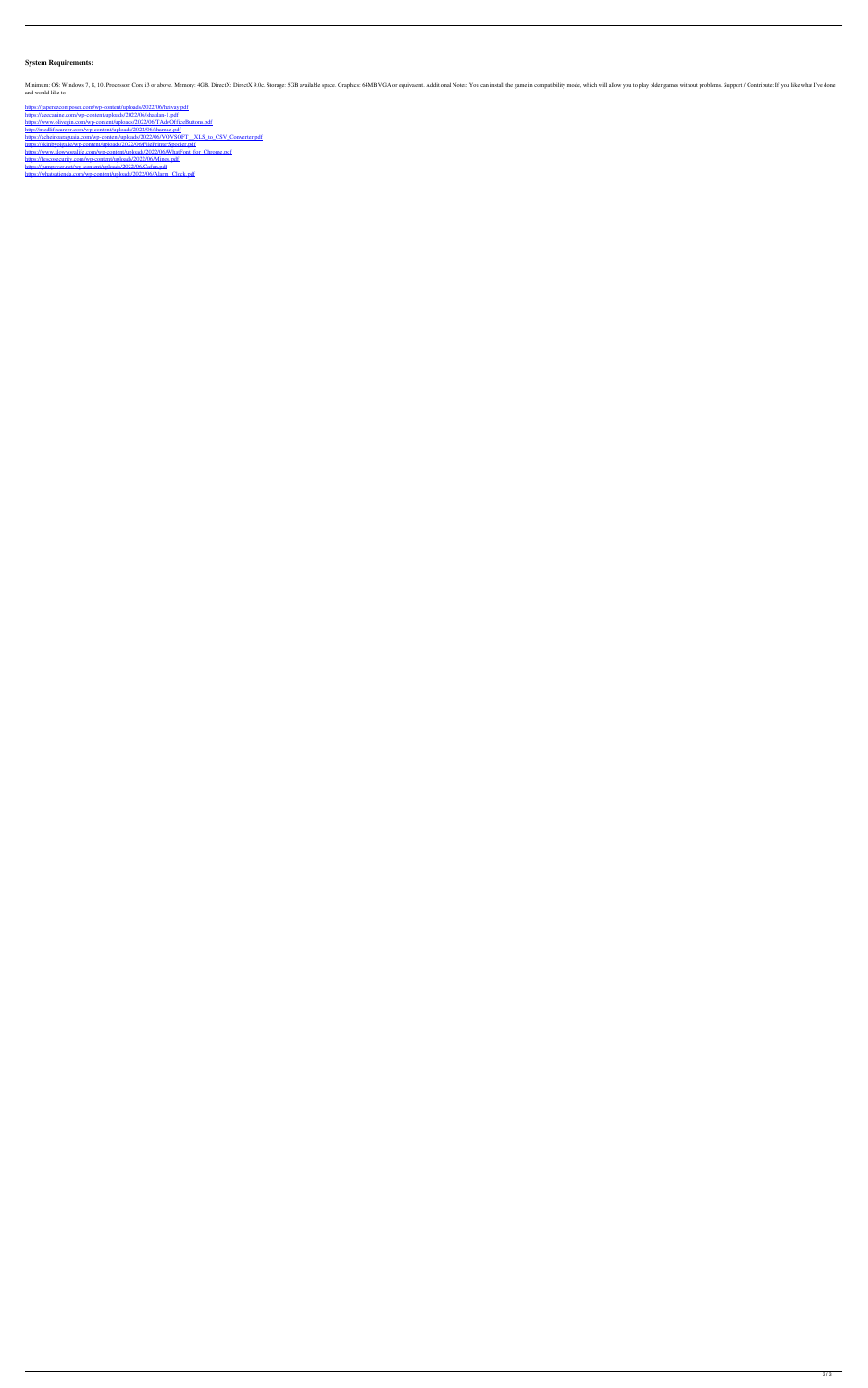### System Requirements:

Minimum: OS: Windows 7, 8, 10. Processor: Core i3 or above. Memory: 4GB. DirectX: DirectX 9.0c. Storage: 5GB available space. Graphics: 64MB VGA or equivalent. Additional Notes: You can install the game in compatibility mode, which will allow you to play older games without problems. Support / Contribute: If you like what I've done and would like to

https://jjperezcomposer.com/wp-content/uploads/2022/06/beiyax.pdf
https://zeecanine.com/wp-content/uploads/2022/06/shaalan-1.pdf
https://www.oliviegin.com/wp-content/uploads/2022/06/TAdvOfficeButtons.pdf
http://medlifecareer.com/wp-content/uploads/2022/06/dumac.pdf
https://echeomoragusa.com/wp-content/uploads/2022/06/VOVSOFT__XLS_to_CSV_Converter.pdf
https://skinbyolga.ie/wp-content/uploads/2022/06/FilePrinterSpooler.pdf
https://www.slowyourlife.com/wp-content/uploads/2022/06/WhatFont_for_Chrome.pdf
https://fescosecurity.com/wp-content/uploads/2022/06/Mines.pdf
https://nunafrut.net/wp-content/uploads/2022/06/Cafun.pdf
https://whatsatienda.com/wp-content/uploads/2022/06/Alarm_Clock.pdf